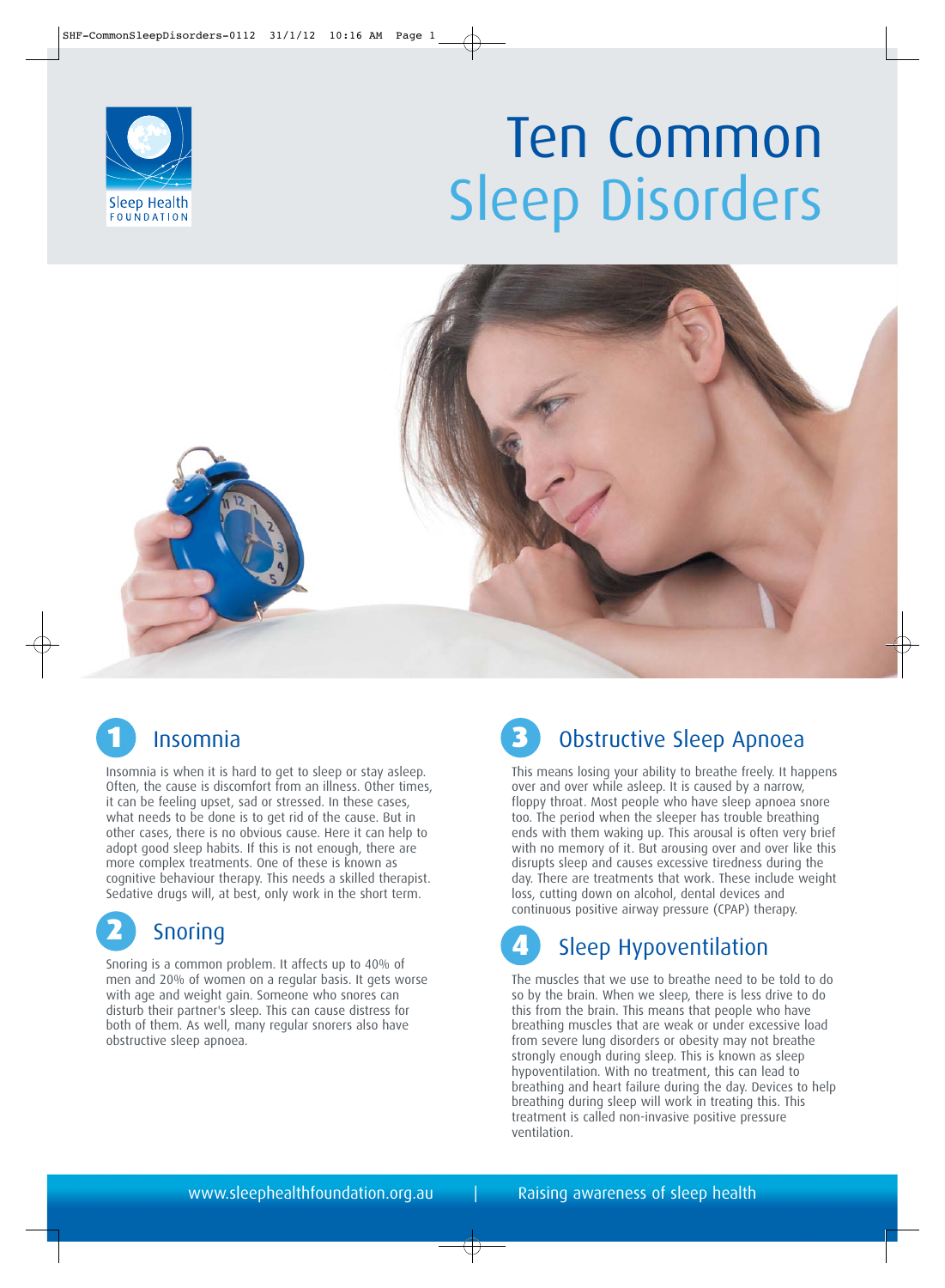Sleep Health FOUNDATION

# Ten Common Sleep Disorders

## 1 Insomnia

Insomnia is when it is hard to get to sleep or stay asleep. Often, the cause is discomfort from an illness. Other times, it can be feeling upset, sad or stressed. In these cases, what needs to be done is to get rid of the cause. But in other cases, there is no obvious cause. Here it can help to adopt good sleep habits. If this is not enough, there are more complex treatments. One of these is known as cognitive behaviour therapy. This needs a skilled therapist. Sedative drugs will, at best, only work in the short term.

## 2 Snoring

Snoring is a common problem. It affects up to 40% of men and 20% of women on a regular basis. It gets worse with age and weight gain. Someone who snores can disturb their partner's sleep. This can cause distress for both of them. As well, many regular snorers also have obstructive sleep apnoea.

## 3 Obstructive Sleep Apnoea

This means losing your ability to breathe freely. It happens over and over while asleep. It is caused by a narrow, floppy throat. Most people who have sleep apnoea snore too. The period when the sleeper has trouble breathing ends with them waking up. This arousal is often very brief with no memory of it. But arousing over and over like this disrupts sleep and causes excessive tiredness during the day. There are treatments that work. These include weight loss, cutting down on alcohol, dental devices and continuous positive airway pressure (CPAP) therapy.

## 4 Sleep Hypoventilation

The muscles that we use to breathe need to be told to do so by the brain. When we sleep, there is less drive to do this from the brain. This means that people who have breathing muscles that are weak or under excessive load from severe lung disorders or obesity may not breathe strongly enough during sleep. This is known as sleep hypoventilation. With no treatment, this can lead to breathing and heart failure during the day. Devices to help breathing during sleep will work in treating this. This treatment is called non-invasive positive pressure ventilation.

www.sleephealthfoundation.org.au | Raising awareness of sleep health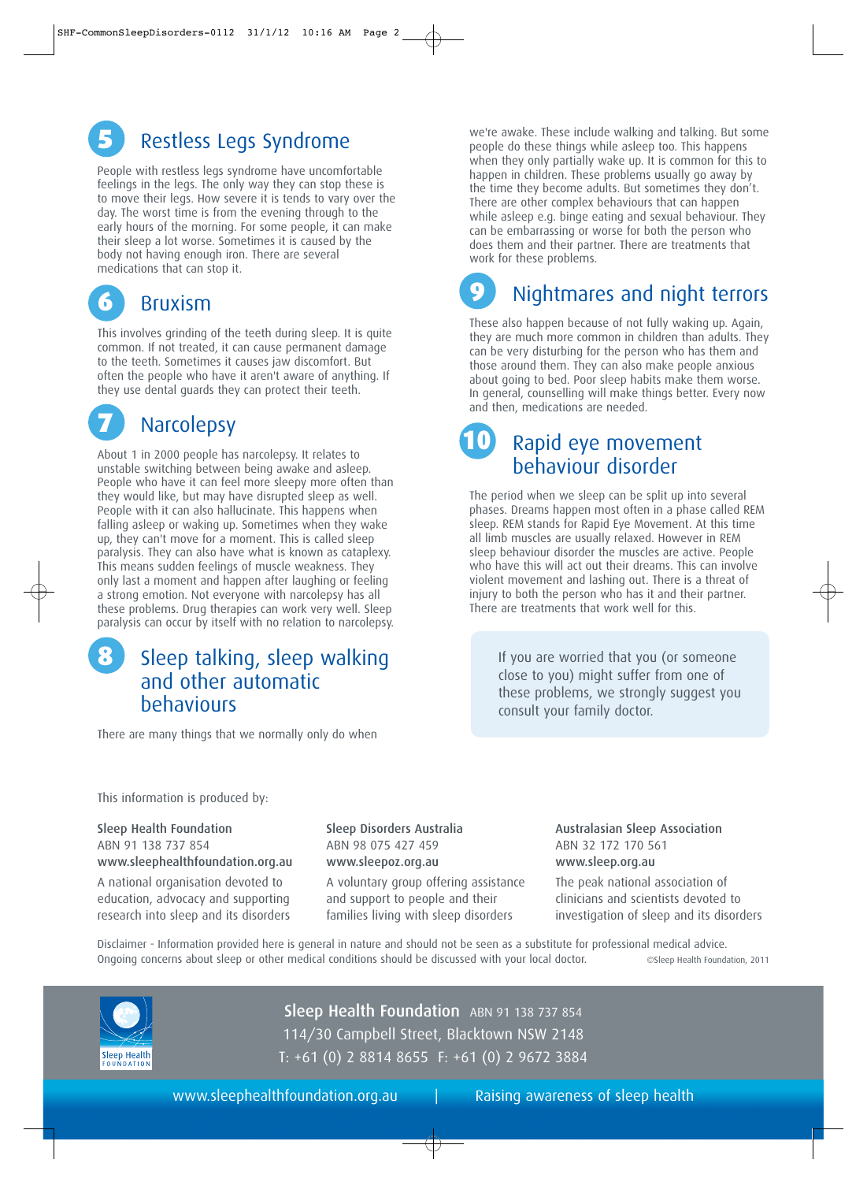## 5 Restless Legs Syndrome

People with restless legs syndrome have uncomfortable feelings in the legs. The only way they can stop these is to move their legs. How severe it is tends to vary over the day. The worst time is from the evening through to the early hours of the morning. For some people, it can make their sleep a lot worse. Sometimes it is caused by the body not having enough iron. There are several medications that can stop it.

## 6 Bruxism

This involves grinding of the teeth during sleep. It is quite common. If not treated, it can cause permanent damage to the teeth. Sometimes it causes jaw discomfort. But often the people who have it aren't aware of anything. If they use dental guards they can protect their teeth.

## 7 Narcolepsy

About 1 in 2000 people has narcolepsy. It relates to unstable switching between being awake and asleep. People who have it can feel more sleepy more often than they would like, but may have disrupted sleep as well. People with it can also hallucinate. This happens when falling asleep or waking up. Sometimes when they wake up, they can't move for a moment. This is called sleep paralysis. They can also have what is known as cataplexy. This means sudden feelings of muscle weakness. They only last a moment and happen after laughing or feeling a strong emotion. Not everyone with narcolepsy has all these problems. Drug therapies can work very well. Sleep paralysis can occur by itself with no relation to narcolepsy.

## 8 Sleep talking, sleep walking and other automatic behaviours

There are many things that we normally only do when we're awake. These include walking and talking. But some people do these things while asleep too. This happens when they only partially wake up. It is common for this to happen in children. These problems usually go away by the time they become adults. But sometimes they don't. There are other complex behaviours that can happen while asleep e.g. binge eating and sexual behaviour. They can be embarrassing or worse for both the person who does them and their partner. There are treatments that work for these problems.

## 9 Nightmares and night terrors

These also happen because of not fully waking up. Again, they are much more common in children than adults. They can be very disturbing for the person who has them and those around them. They can also make people anxious about going to bed. Poor sleep habits make them worse. In general, counselling will make things better. Every now and then, medications are needed.

## 10 Rapid eye movement behaviour disorder

The period when we sleep can be split up into several phases. Dreams happen most often in a phase called REM sleep. REM stands for Rapid Eye Movement. At this time all limb muscles are usually relaxed. However in REM sleep behaviour disorder the muscles are active. People who have this will act out their dreams. This can involve violent movement and lashing out. There is a threat of injury to both the person who has it and their partner. There are treatments that work well for this.

If you are worried that you (or someone close to you) might suffer from one of these problems, we strongly suggest you consult your family doctor.

This information is produced by:

**Sleep Health Foundation**
ABN 91 138 737 854
**www.sleephealthfoundation.org.au**
A national organisation devoted to education, advocacy and supporting research into sleep and its disorders

**Sleep Disorders Australia**
ABN 98 075 427 459
**www.sleepoz.org.au**
A voluntary group offering assistance and support to people and their families living with sleep disorders

**Australasian Sleep Association**
ABN 32 172 170 561
**www.sleep.org.au**
The peak national association of clinicians and scientists devoted to investigation of sleep and its disorders

Disclaimer - Information provided here is general in nature and should not be seen as a substitute for professional medical advice. Ongoing concerns about sleep or other medical conditions should be discussed with your local doctor. ©Sleep Health Foundation, 2011

**Sleep Health Foundation** ABN 91 138 737 854
114/30 Campbell Street, Blacktown NSW 2148
T: +61 (0) 2 8814 8655 F: +61 (0) 2 9672 3884

www.sleephealthfoundation.org.au | Raising awareness of sleep health